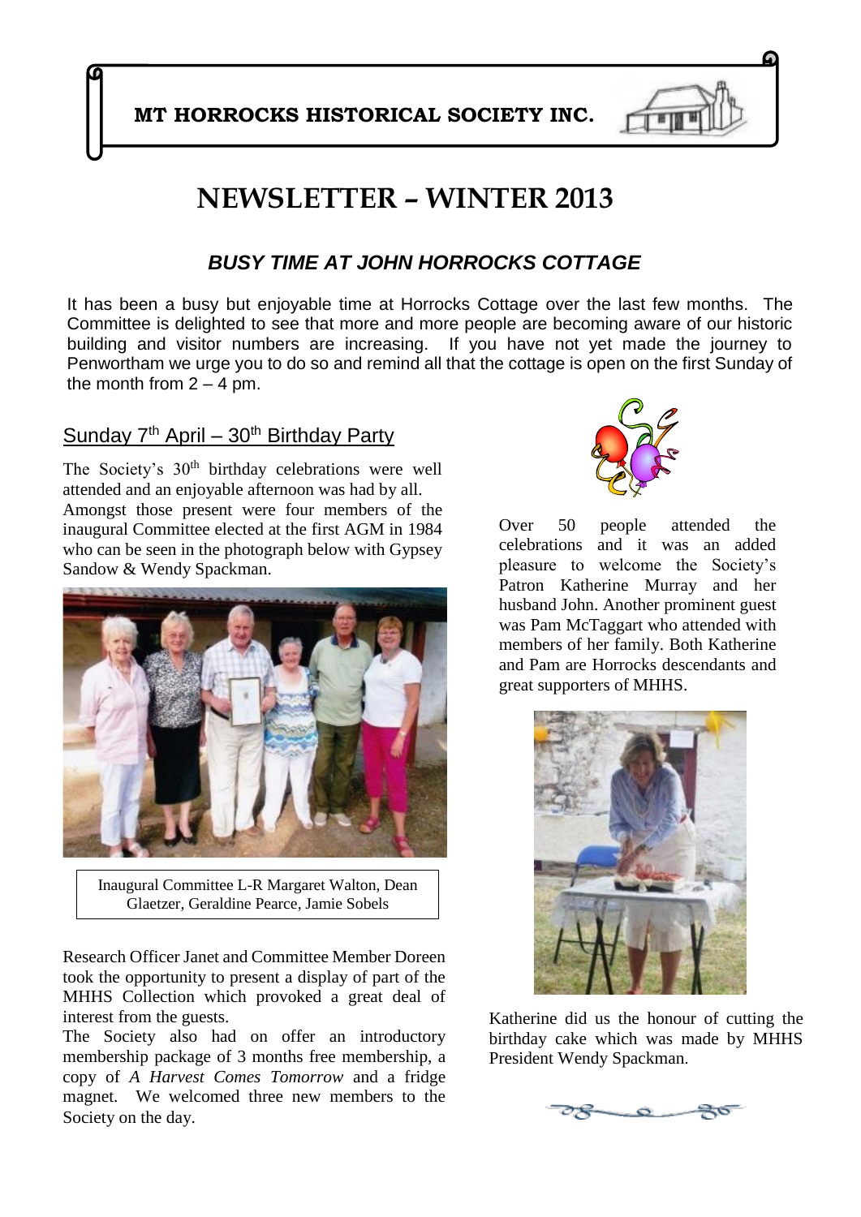**MT HORROCKS HISTORICAL SOCIETY INC.**

# NEWSLETTER – WINTER 2013

## *BUSY TIME AT JOHN HORROCKS COTTAGE*

It has been a busy but enjoyable time at Horrocks Cottage over the last few months. The Committee is delighted to see that more and more people are becoming aware of our historic building and visitor numbers are increasing. If you have not yet made the journey to Penwortham we urge you to do so and remind all that the cottage is open on the first Sunday of the month from 2 – 4 pm.

### Sunday 7th April – 30th Birthday Party

The Society's 30th birthday celebrations were well attended and an enjoyable afternoon was had by all. Amongst those present were four members of the inaugural Committee elected at the first AGM in 1984 who can be seen in the photograph below with Gypsey Sandow & Wendy Spackman.

Inaugural Committee L-R Margaret Walton, Dean Glaetzer, Geraldine Pearce, Jamie Sobels

Research Officer Janet and Committee Member Doreen took the opportunity to present a display of part of the MHHS Collection which provoked a great deal of interest from the guests.

The Society also had on offer an introductory membership package of 3 months free membership, a copy of *A Harvest Comes Tomorrow* and a fridge magnet. We welcomed three new members to the Society on the day.

Over 50 people attended the celebrations and it was an added pleasure to welcome the Society's Patron Katherine Murray and her husband John. Another prominent guest was Pam McTaggart who attended with members of her family. Both Katherine and Pam are Horrocks descendants and great supporters of MHHS.

Katherine did us the honour of cutting the birthday cake which was made by MHHS President Wendy Spackman.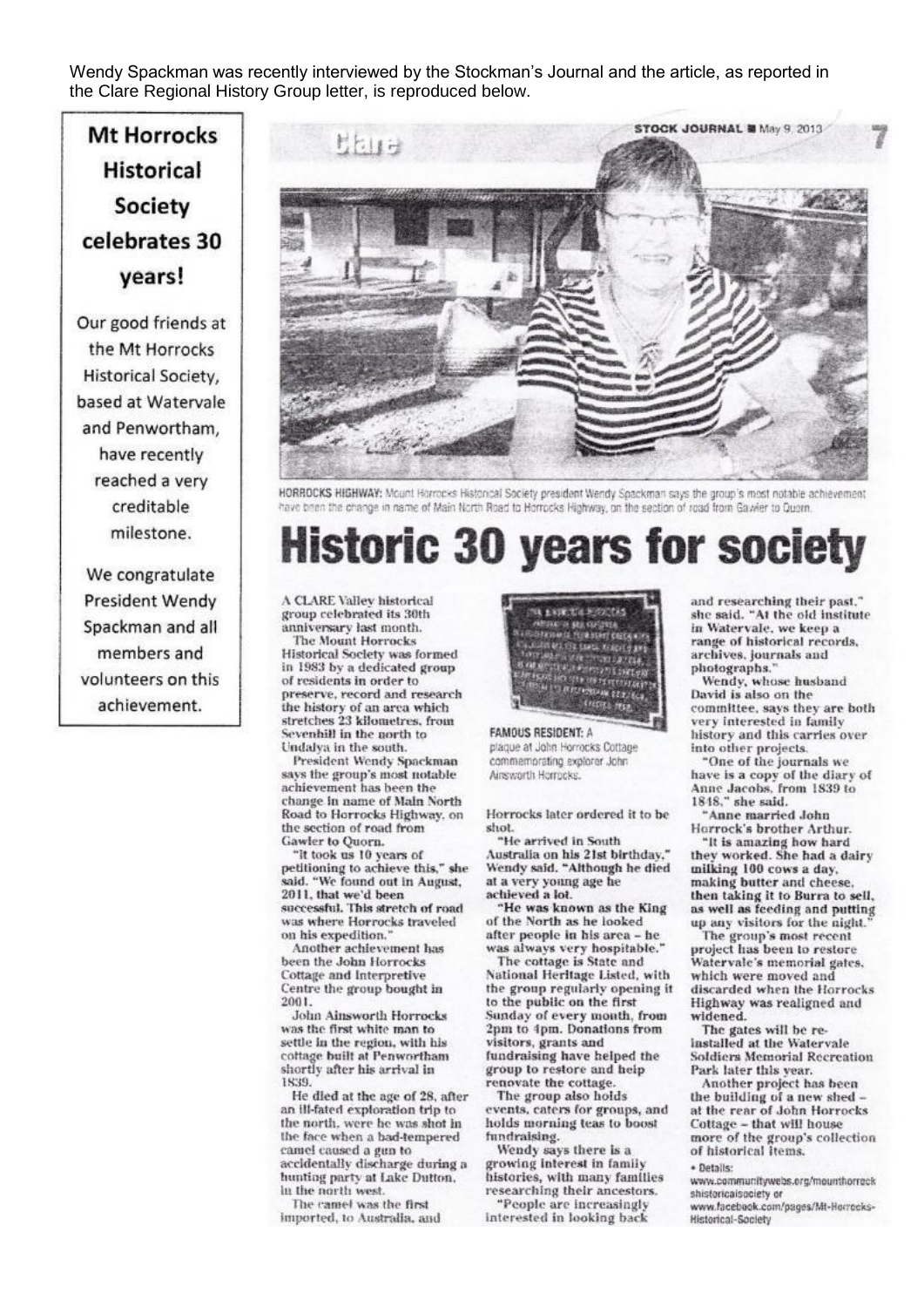Wendy Spackman was recently interviewed by the Stockman's Journal and the article, as reported in the Clare Regional History Group letter, is reproduced below.

## Mt Horrocks Historical Society celebrates 30 years!

Our good friends at the Mt Horrocks Historical Society, based at Watervale and Penwortham, have recently reached a very creditable milestone.

We congratulate President Wendy Spackman and all members and volunteers on this achievement.

---

STOCK JOURNAL May 9, 2013

Clare

HORROCKS HIGHWAY: Mount Horrocks Historical Society president Wendy Spackman says the group's most notable achievement have been the change in name of Main North Road to Horrocks Highway, on the section of road from Gawler to Quorn.

# Historic 30 years for society

A CLARE Valley historical group celebrated its 30th anniversary last month.

The Mount Horrocks Historical Society was formed in 1983 by a dedicated group of residents in order to preserve, record and research the history of an area which stretches 23 kilometres, from Sevenhill in the north to Undalya in the south.

President Wendy Spackman says the group's most notable achievement has been the change in name of Main North Road to Horrocks Highway, on the section of road from Gawler to Quorn.

"It took us 10 years of petitioning to achieve this," she said. "We found out in August, 2011, that we'd been successful. This stretch of road was where Horrocks traveled on his expedition."

Another achievement has been the John Horrocks Cottage and Interpretive Centre the group bought in 2001.

John Ainsworth Horrocks was the first white man to settle in the region, with his cottage built at Penwortham shortly after his arrival in 1839.

He died at the age of 28, after an ill-fated exploration trip to the north, were he was shot in the face when a bad-tempered camel caused a gun to accidentally discharge during a hunting party at Lake Dutton, in the north west.

The camel was the first imported, to Australia, and Horrocks later ordered it to be shot.

FAMOUS RESIDENT: A plaque at John Horrocks Cottage commemorating explorer John Ainsworth Horrocks.

"He arrived in South Australia on his 21st birthday," Wendy said. "Although he died at a very young age he achieved a lot.

"He was known as the King of the North as he looked after people in his area – he was always very hospitable."

The cottage is State and National Heritage Listed, with the group regularly opening it to the public on the first Sunday of every month, from 2pm to 4pm. Donations from visitors, grants and fundraising have helped the group to restore and help renovate the cottage.

The group also holds events, caters for groups, and holds morning teas to boost fundraising.

Wendy says there is a growing interest in family histories, with many families researching their ancestors.

"People are increasingly interested in looking back and researching their past," she said. "At the old institute in Watervale, we keep a range of historical records, archives, journals and photographs."

Wendy, whose husband David is also on the committee, says they are both very interested in family history and this carries over into other projects.

"One of the journals we have is a copy of the diary of Anne Jacobs, from 1839 to 1848," she said.

"Anne married John Horrock's brother Arthur.

"It is amazing how hard they worked. She had a dairy milking 100 cows a day, making butter and cheese, then taking it to Burra to sell, as well as feeding and putting up any visitors for the night."

The group's most recent project has been to restore Watervale's memorial gates, which were moved and discarded when the Horrocks Highway was realigned and widened.

The gates will be re-installed at the Watervale Soldiers Memorial Recreation Park later this year.

Another project has been the building of a new shed – at the rear of John Horrocks Cottage – that will house more of the group's collection of historical items.

- Details:

www.communitywebs.org/mounthorrockshistoricalsociety or www.facebook.com/pages/Mt-Horrocks-Historical-Society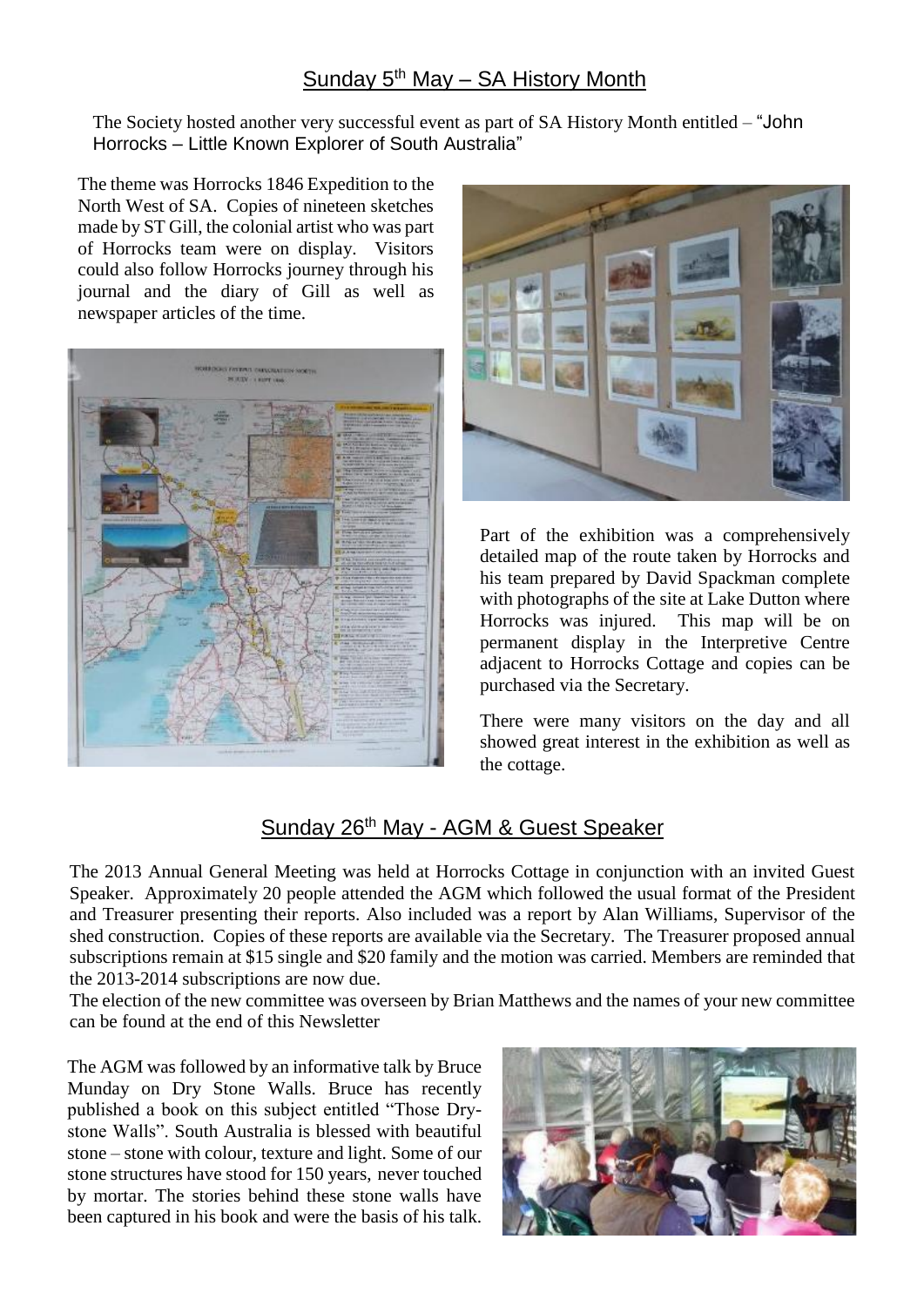## Sunday 5th May – SA History Month

The Society hosted another very successful event as part of SA History Month entitled – "John Horrocks – Little Known Explorer of South Australia"

The theme was Horrocks 1846 Expedition to the North West of SA. Copies of nineteen sketches made by ST Gill, the colonial artist who was part of Horrocks team were on display. Visitors could also follow Horrocks journey through his journal and the diary of Gill as well as newspaper articles of the time.

Part of the exhibition was a comprehensively detailed map of the route taken by Horrocks and his team prepared by David Spackman complete with photographs of the site at Lake Dutton where Horrocks was injured. This map will be on permanent display in the Interpretive Centre adjacent to Horrocks Cottage and copies can be purchased via the Secretary.

There were many visitors on the day and all showed great interest in the exhibition as well as the cottage.

## Sunday 26th May - AGM & Guest Speaker

The 2013 Annual General Meeting was held at Horrocks Cottage in conjunction with an invited Guest Speaker. Approximately 20 people attended the AGM which followed the usual format of the President and Treasurer presenting their reports. Also included was a report by Alan Williams, Supervisor of the shed construction. Copies of these reports are available via the Secretary. The Treasurer proposed annual subscriptions remain at $15 single and $20 family and the motion was carried. Members are reminded that the 2013-2014 subscriptions are now due.

The election of the new committee was overseen by Brian Matthews and the names of your new committee can be found at the end of this Newsletter

The AGM was followed by an informative talk by Bruce Munday on Dry Stone Walls. Bruce has recently published a book on this subject entitled "Those Dry-stone Walls". South Australia is blessed with beautiful stone – stone with colour, texture and light. Some of our stone structures have stood for 150 years, never touched by mortar. The stories behind these stone walls have been captured in his book and were the basis of his talk.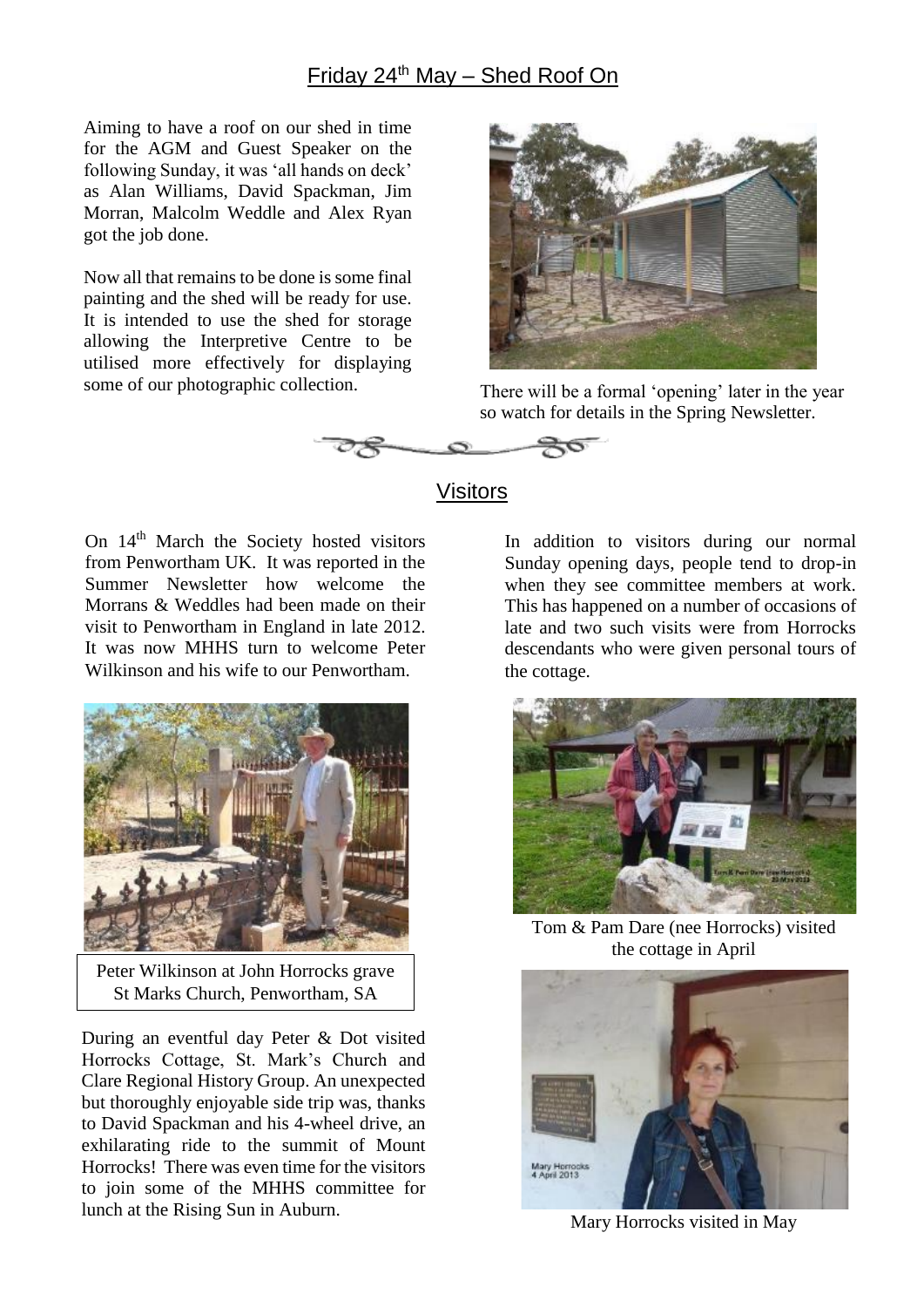## Friday 24th May – Shed Roof On

Aiming to have a roof on our shed in time for the AGM and Guest Speaker on the following Sunday, it was 'all hands on deck' as Alan Williams, David Spackman, Jim Morran, Malcolm Weddle and Alex Ryan got the job done.

Now all that remains to be done is some final painting and the shed will be ready for use. It is intended to use the shed for storage allowing the Interpretive Centre to be utilised more effectively for displaying some of our photographic collection.

There will be a formal 'opening' later in the year so watch for details in the Spring Newsletter.

## Visitors

On 14th March the Society hosted visitors from Penwortham UK. It was reported in the Summer Newsletter how welcome the Morrans & Weddles had been made on their visit to Penwortham in England in late 2012. It was now MHHS turn to welcome Peter Wilkinson and his wife to our Penwortham.

Peter Wilkinson at John Horrocks grave St Marks Church, Penwortham, SA

During an eventful day Peter & Dot visited Horrocks Cottage, St. Mark's Church and Clare Regional History Group. An unexpected but thoroughly enjoyable side trip was, thanks to David Spackman and his 4-wheel drive, an exhilarating ride to the summit of Mount Horrocks! There was even time for the visitors to join some of the MHHS committee for lunch at the Rising Sun in Auburn.

In addition to visitors during our normal Sunday opening days, people tend to drop-in when they see committee members at work. This has happened on a number of occasions of late and two such visits were from Horrocks descendants who were given personal tours of the cottage.

Tom & Pam Dare (nee Horrocks) visited the cottage in April

Mary Horrocks visited in May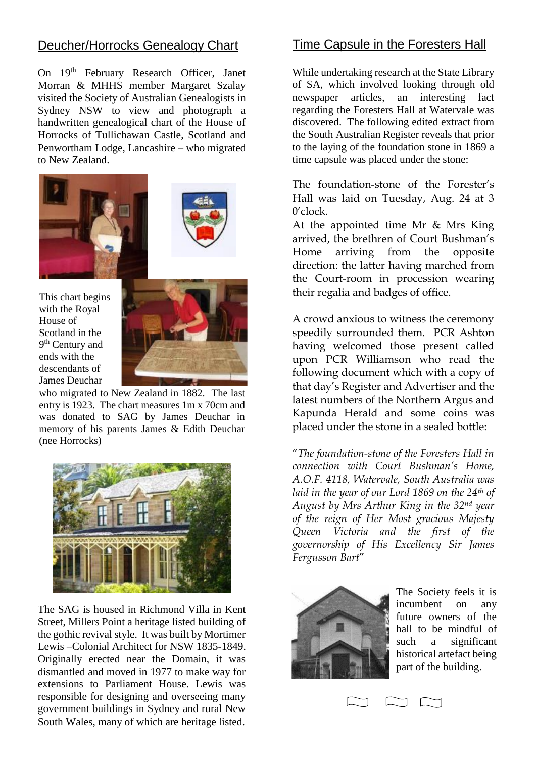## Deucher/Horrocks Genealogy Chart

On 19th February Research Officer, Janet Morran & MHHS member Margaret Szalay visited the Society of Australian Genealogists in Sydney NSW to view and photograph a handwritten genealogical chart of the House of Horrocks of Tullichawan Castle, Scotland and Penwortham Lodge, Lancashire – who migrated to New Zealand.

This chart begins with the Royal House of Scotland in the 9th Century and ends with the descendants of James Deuchar who migrated to New Zealand in 1882. The last entry is 1923. The chart measures 1m x 70cm and was donated to SAG by James Deuchar in memory of his parents James & Edith Deuchar (nee Horrocks)

The SAG is housed in Richmond Villa in Kent Street, Millers Point a heritage listed building of the gothic revival style. It was built by Mortimer Lewis –Colonial Architect for NSW 1835-1849. Originally erected near the Domain, it was dismantled and moved in 1977 to make way for extensions to Parliament House. Lewis was responsible for designing and overseeing many government buildings in Sydney and rural New South Wales, many of which are heritage listed.

## Time Capsule in the Foresters Hall

While undertaking research at the State Library of SA, which involved looking through old newspaper articles, an interesting fact regarding the Foresters Hall at Watervale was discovered. The following edited extract from the South Australian Register reveals that prior to the laying of the foundation stone in 1869 a time capsule was placed under the stone:

The foundation-stone of the Forester's Hall was laid on Tuesday, Aug. 24 at 3 0'clock.
At the appointed time Mr & Mrs King arrived, the brethren of Court Bushman's Home arriving from the opposite direction: the latter having marched from the Court-room in procession wearing their regalia and badges of office.

A crowd anxious to witness the ceremony speedily surrounded them. PCR Ashton having welcomed those present called upon PCR Williamson who read the following document which with a copy of that day's Register and Advertiser and the latest numbers of the Northern Argus and Kapunda Herald and some coins was placed under the stone in a sealed bottle:

"*The foundation-stone of the Foresters Hall in connection with Court Bushman's Home, A.O.F. 4118, Watervale, South Australia was laid in the year of our Lord 1869 on the 24th of August by Mrs Arthur King in the 32nd year of the reign of Her Most gracious Majesty Queen Victoria and the first of the governorship of His Excellency Sir James Fergusson Bart*"

The Society feels it is incumbent on any future owners of the hall to be mindful of such a significant historical artefact being part of the building.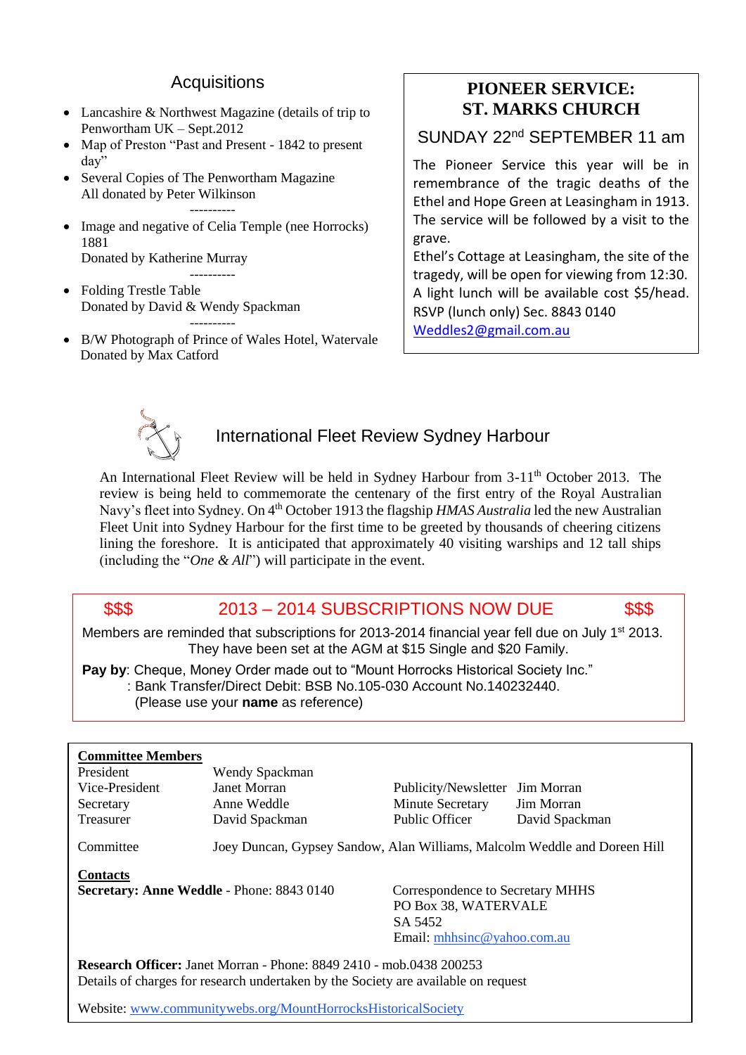## Acquisitions

- Lancashire & Northwest Magazine (details of trip to Penwortham UK – Sept.2012
- Map of Preston "Past and Present - 1842 to present day"
- Several Copies of The Penwortham Magazine
  All donated by Peter Wilkinson

----------

- Image and negative of Celia Temple (nee Horrocks) 1881
  Donated by Katherine Murray

----------

- Folding Trestle Table
  Donated by David & Wendy Spackman

----------

- B/W Photograph of Prince of Wales Hotel, Watervale
  Donated by Max Catford

## PIONEER SERVICE: ST. MARKS CHURCH

### SUNDAY 22nd SEPTEMBER 11 am

The Pioneer Service this year will be in remembrance of the tragic deaths of the Ethel and Hope Green at Leasingham in 1913. The service will be followed by a visit to the grave.

Ethel's Cottage at Leasingham, the site of the tragedy, will be open for viewing from 12:30. A light lunch will be available cost $5/head. RSVP (lunch only) Sec. 8843 0140 Weddles2@gmail.com.au

## International Fleet Review Sydney Harbour

An International Fleet Review will be held in Sydney Harbour from 3-11th October 2013. The review is being held to commemorate the centenary of the first entry of the Royal Australian Navy's fleet into Sydney. On 4th October 1913 the flagship *HMAS Australia* led the new Australian Fleet Unit into Sydney Harbour for the first time to be greeted by thousands of cheering citizens lining the foreshore. It is anticipated that approximately 40 visiting warships and 12 tall ships (including the "*One & All*") will participate in the event.

## $$$ 2013 – 2014 SUBSCRIPTIONS NOW DUE $$$

Members are reminded that subscriptions for 2013-2014 financial year fell due on July 1st 2013. They have been set at the AGM at $15 Single and $20 Family.

**Pay by**: Cheque, Money Order made out to "Mount Horrocks Historical Society Inc."
: Bank Transfer/Direct Debit: BSB No.105-030 Account No.140232440.
(Please use your **name** as reference)

**Committee Members**

| | | | |
|---|---|---|---|
| President | Wendy Spackman | | |
| Vice-President | Janet Morran | Publicity/Newsletter | Jim Morran |
| Secretary | Anne Weddle | Minute Secretary | Jim Morran |
| Treasurer | David Spackman | Public Officer | David Spackman |

Committee: Joey Duncan, Gypsey Sandow, Alan Williams, Malcolm Weddle and Doreen Hill

**Contacts**

**Secretary: Anne Weddle** - Phone: 8843 0140

Correspondence to Secretary MHHS
PO Box 38, WATERVALE
SA 5452
Email: mhhsinc@yahoo.com.au

**Research Officer:** Janet Morran - Phone: 8849 2410 - mob.0438 200253
Details of charges for research undertaken by the Society are available on request

Website: www.communitywebs.org/MountHorrocksHistoricalSociety